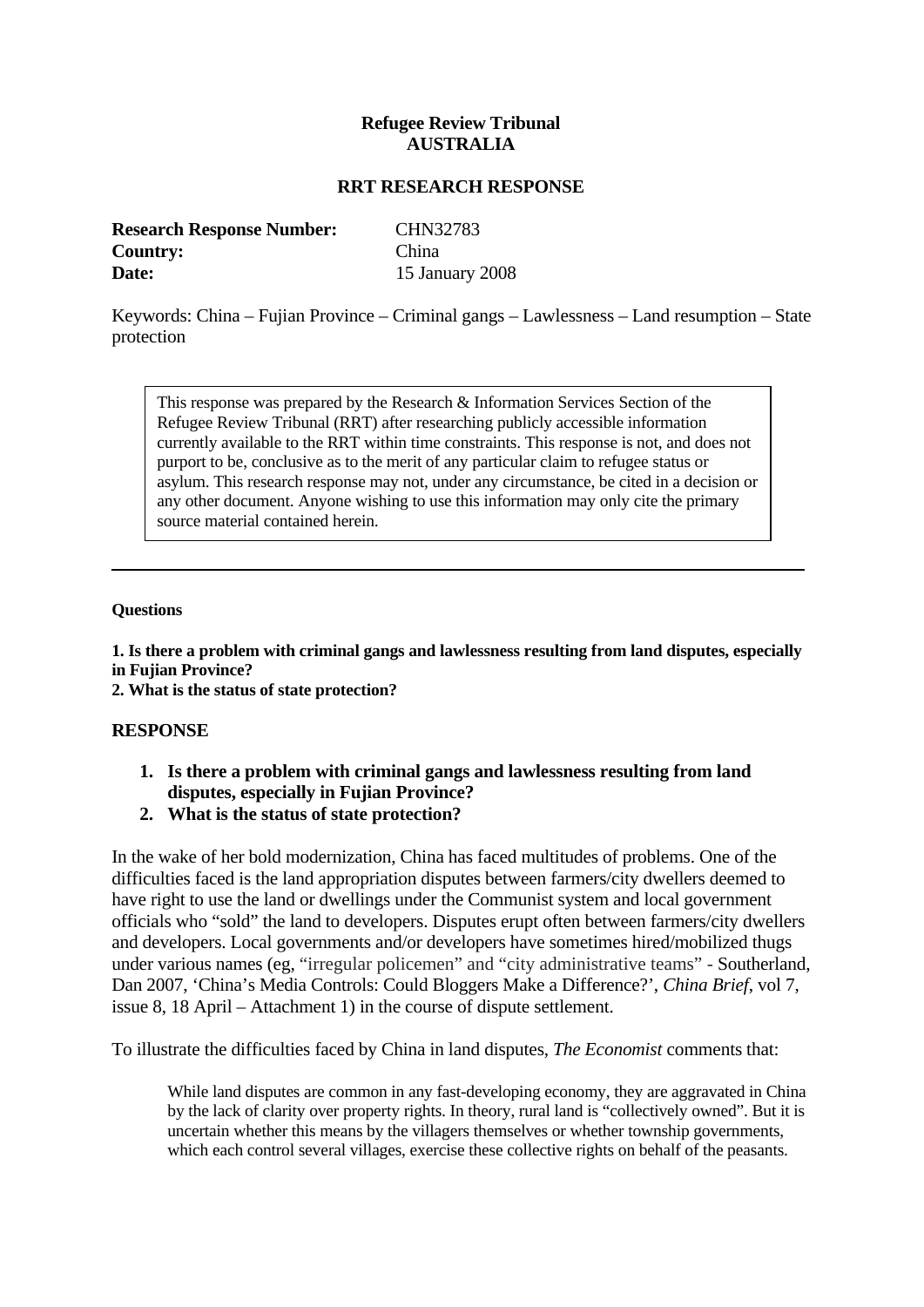**Refugee Review Tribunal**
**AUSTRALIA**

**RRT RESEARCH RESPONSE**

**Research Response Number:** CHN32783
**Country:** China
**Date:** 15 January 2008

Keywords: China – Fujian Province – Criminal gangs – Lawlessness – Land resumption – State protection

> This response was prepared by the Research & Information Services Section of the Refugee Review Tribunal (RRT) after researching publicly accessible information currently available to the RRT within time constraints. This response is not, and does not purport to be, conclusive as to the merit of any particular claim to refugee status or asylum. This research response may not, under any circumstance, be cited in a decision or any other document. Anyone wishing to use this information may only cite the primary source material contained herein.

---

**Questions**

**1. Is there a problem with criminal gangs and lawlessness resulting from land disputes, especially in Fujian Province?**
**2. What is the status of state protection?**

## RESPONSE

1. **Is there a problem with criminal gangs and lawlessness resulting from land disputes, especially in Fujian Province?**
2. **What is the status of state protection?**

In the wake of her bold modernization, China has faced multitudes of problems. One of the difficulties faced is the land appropriation disputes between farmers/city dwellers deemed to have right to use the land or dwellings under the Communist system and local government officials who "sold" the land to developers. Disputes erupt often between farmers/city dwellers and developers. Local governments and/or developers have sometimes hired/mobilized thugs under various names (eg, "irregular policemen" and "city administrative teams" - Southerland, Dan 2007, 'China's Media Controls: Could Bloggers Make a Difference?', *China Brief*, vol 7, issue 8, 18 April – Attachment 1) in the course of dispute settlement.

To illustrate the difficulties faced by China in land disputes, *The Economist* comments that:

> While land disputes are common in any fast-developing economy, they are aggravated in China by the lack of clarity over property rights. In theory, rural land is "collectively owned". But it is uncertain whether this means by the villagers themselves or whether township governments, which each control several villages, exercise these collective rights on behalf of the peasants.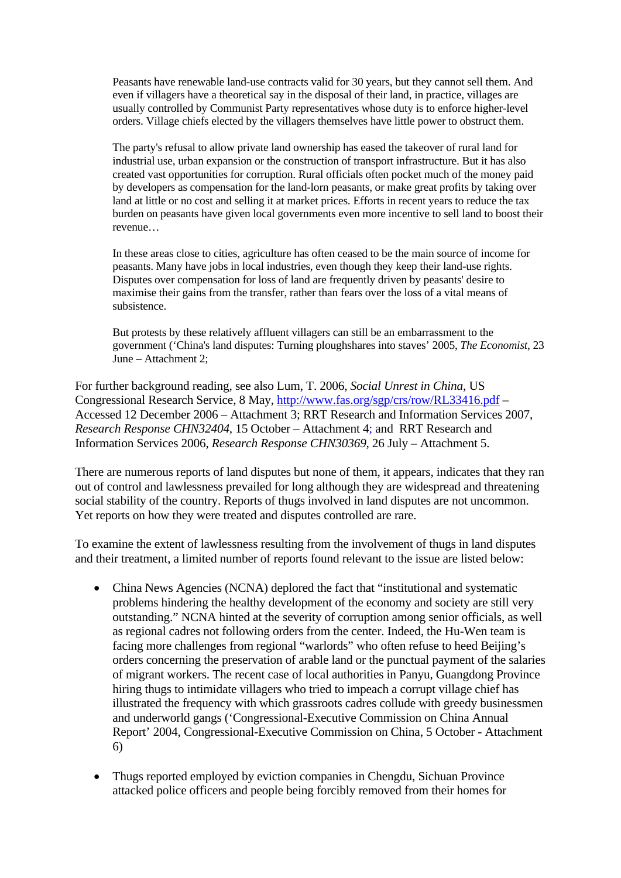> Peasants have renewable land-use contracts valid for 30 years, but they cannot sell them. And even if villagers have a theoretical say in the disposal of their land, in practice, villages are usually controlled by Communist Party representatives whose duty is to enforce higher-level orders. Village chiefs elected by the villagers themselves have little power to obstruct them.
>
> The party's refusal to allow private land ownership has eased the takeover of rural land for industrial use, urban expansion or the construction of transport infrastructure. But it has also created vast opportunities for corruption. Rural officials often pocket much of the money paid by developers as compensation for the land-lorn peasants, or make great profits by taking over land at little or no cost and selling it at market prices. Efforts in recent years to reduce the tax burden on peasants have given local governments even more incentive to sell land to boost their revenue…
>
> In these areas close to cities, agriculture has often ceased to be the main source of income for peasants. Many have jobs in local industries, even though they keep their land-use rights. Disputes over compensation for loss of land are frequently driven by peasants' desire to maximise their gains from the transfer, rather than fears over the loss of a vital means of subsistence.
>
> But protests by these relatively affluent villagers can still be an embarrassment to the government ('China's land disputes: Turning ploughshares into staves' 2005, *The Economist*, 23 June – Attachment 2;

For further background reading, see also Lum, T. 2006, *Social Unrest in China*, US Congressional Research Service, 8 May, http://www.fas.org/sgp/crs/row/RL33416.pdf – Accessed 12 December 2006 – Attachment 3; RRT Research and Information Services 2007, *Research Response CHN32404*, 15 October – Attachment 4; and RRT Research and Information Services 2006, *Research Response CHN30369*, 26 July – Attachment 5.

There are numerous reports of land disputes but none of them, it appears, indicates that they ran out of control and lawlessness prevailed for long although they are widespread and threatening social stability of the country. Reports of thugs involved in land disputes are not uncommon. Yet reports on how they were treated and disputes controlled are rare.

To examine the extent of lawlessness resulting from the involvement of thugs in land disputes and their treatment, a limited number of reports found relevant to the issue are listed below:

- China News Agencies (NCNA) deplored the fact that "institutional and systematic problems hindering the healthy development of the economy and society are still very outstanding." NCNA hinted at the severity of corruption among senior officials, as well as regional cadres not following orders from the center. Indeed, the Hu-Wen team is facing more challenges from regional "warlords" who often refuse to heed Beijing's orders concerning the preservation of arable land or the punctual payment of the salaries of migrant workers. The recent case of local authorities in Panyu, Guangdong Province hiring thugs to intimidate villagers who tried to impeach a corrupt village chief has illustrated the frequency with which grassroots cadres collude with greedy businessmen and underworld gangs ('Congressional-Executive Commission on China Annual Report' 2004, Congressional-Executive Commission on China, 5 October - Attachment 6)

- Thugs reported employed by eviction companies in Chengdu, Sichuan Province attacked police officers and people being forcibly removed from their homes for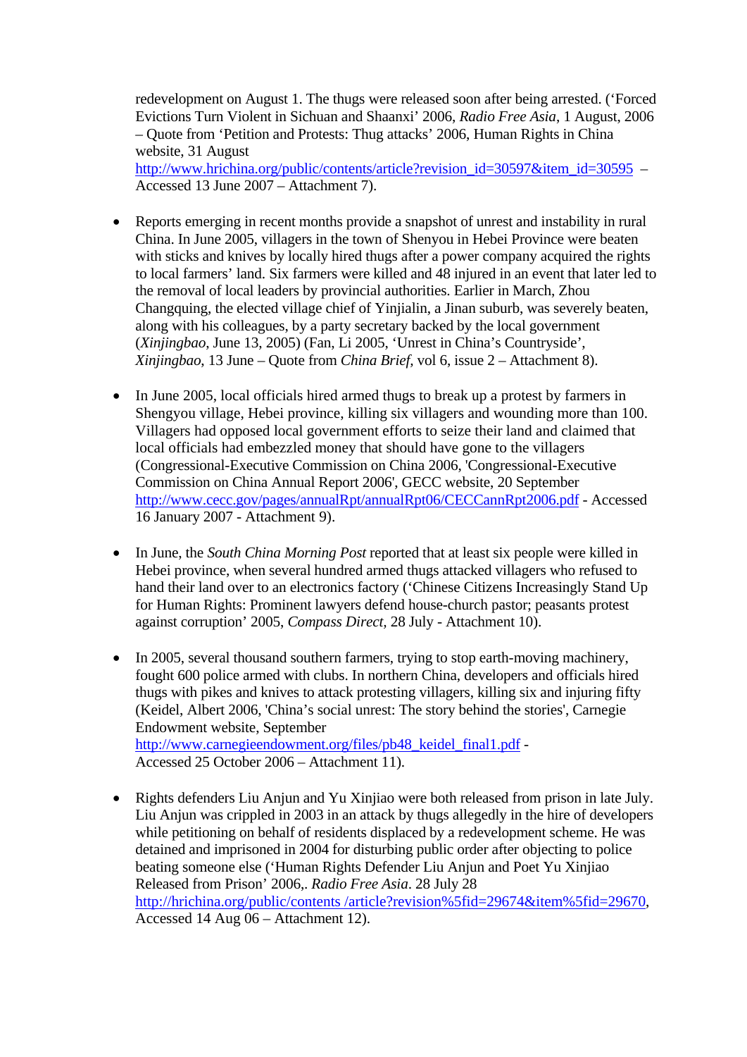redevelopment on August 1. The thugs were released soon after being arrested. ('Forced Evictions Turn Violent in Sichuan and Shaanxi' 2006, *Radio Free Asia*, 1 August, 2006 – Quote from 'Petition and Protests: Thug attacks' 2006, Human Rights in China website, 31 August http://www.hrichina.org/public/contents/article?revision_id=30597&item_id=30595 – Accessed 13 June 2007 – Attachment 7).

- Reports emerging in recent months provide a snapshot of unrest and instability in rural China. In June 2005, villagers in the town of Shenyou in Hebei Province were beaten with sticks and knives by locally hired thugs after a power company acquired the rights to local farmers' land. Six farmers were killed and 48 injured in an event that later led to the removal of local leaders by provincial authorities. Earlier in March, Zhou Changquing, the elected village chief of Yinjialin, a Jinan suburb, was severely beaten, along with his colleagues, by a party secretary backed by the local government (*Xinjingbao*, June 13, 2005) (Fan, Li 2005, 'Unrest in China's Countryside', *Xinjingbao*, 13 June – Quote from *China Brief*, vol 6, issue 2 – Attachment 8).

- In June 2005, local officials hired armed thugs to break up a protest by farmers in Shengyou village, Hebei province, killing six villagers and wounding more than 100. Villagers had opposed local government efforts to seize their land and claimed that local officials had embezzled money that should have gone to the villagers (Congressional-Executive Commission on China 2006, 'Congressional-Executive Commission on China Annual Report 2006', GECC website, 20 September http://www.cecc.gov/pages/annualRpt/annualRpt06/CECCannRpt2006.pdf - Accessed 16 January 2007 - Attachment 9).

- In June, the *South China Morning Post* reported that at least six people were killed in Hebei province, when several hundred armed thugs attacked villagers who refused to hand their land over to an electronics factory ('Chinese Citizens Increasingly Stand Up for Human Rights: Prominent lawyers defend house-church pastor; peasants protest against corruption' 2005, *Compass Direct*, 28 July - Attachment 10).

- In 2005, several thousand southern farmers, trying to stop earth-moving machinery, fought 600 police armed with clubs. In northern China, developers and officials hired thugs with pikes and knives to attack protesting villagers, killing six and injuring fifty (Keidel, Albert 2006, 'China's social unrest: The story behind the stories', Carnegie Endowment website, September http://www.carnegieendowment.org/files/pb48_keidel_final1.pdf - Accessed 25 October 2006 – Attachment 11).

- Rights defenders Liu Anjun and Yu Xinjiao were both released from prison in late July. Liu Anjun was crippled in 2003 in an attack by thugs allegedly in the hire of developers while petitioning on behalf of residents displaced by a redevelopment scheme. He was detained and imprisoned in 2004 for disturbing public order after objecting to police beating someone else ('Human Rights Defender Liu Anjun and Poet Yu Xinjiao Released from Prison' 2006,. *Radio Free Asia*. 28 July 28 http://hrichina.org/public/contents /article?revision%5fid=29674&item%5fid=29670, Accessed 14 Aug 06 – Attachment 12).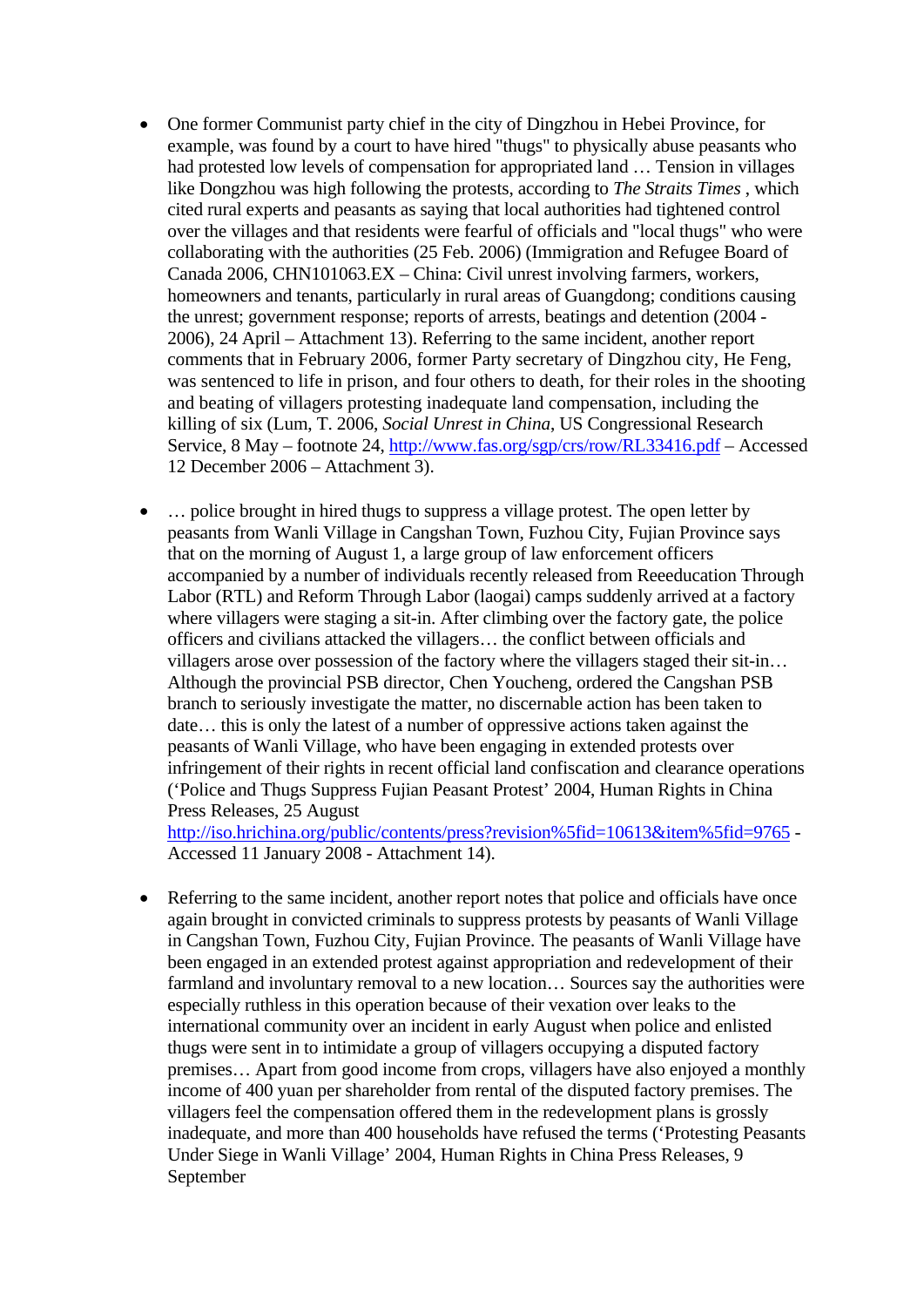- One former Communist party chief in the city of Dingzhou in Hebei Province, for example, was found by a court to have hired "thugs" to physically abuse peasants who had protested low levels of compensation for appropriated land … Tension in villages like Dongzhou was high following the protests, according to *The Straits Times* , which cited rural experts and peasants as saying that local authorities had tightened control over the villages and that residents were fearful of officials and "local thugs" who were collaborating with the authorities (25 Feb. 2006) (Immigration and Refugee Board of Canada 2006, CHN101063.EX – China: Civil unrest involving farmers, workers, homeowners and tenants, particularly in rural areas of Guangdong; conditions causing the unrest; government response; reports of arrests, beatings and detention (2004 - 2006), 24 April – Attachment 13). Referring to the same incident, another report comments that in February 2006, former Party secretary of Dingzhou city, He Feng, was sentenced to life in prison, and four others to death, for their roles in the shooting and beating of villagers protesting inadequate land compensation, including the killing of six (Lum, T. 2006, *Social Unrest in China*, US Congressional Research Service, 8 May – footnote 24, http://www.fas.org/sgp/crs/row/RL33416.pdf – Accessed 12 December 2006 – Attachment 3).

- … police brought in hired thugs to suppress a village protest. The open letter by peasants from Wanli Village in Cangshan Town, Fuzhou City, Fujian Province says that on the morning of August 1, a large group of law enforcement officers accompanied by a number of individuals recently released from Reeeducation Through Labor (RTL) and Reform Through Labor (laogai) camps suddenly arrived at a factory where villagers were staging a sit-in. After climbing over the factory gate, the police officers and civilians attacked the villagers… the conflict between officials and villagers arose over possession of the factory where the villagers staged their sit-in… Although the provincial PSB director, Chen Youcheng, ordered the Cangshan PSB branch to seriously investigate the matter, no discernable action has been taken to date… this is only the latest of a number of oppressive actions taken against the peasants of Wanli Village, who have been engaging in extended protests over infringement of their rights in recent official land confiscation and clearance operations ('Police and Thugs Suppress Fujian Peasant Protest' 2004, Human Rights in China Press Releases, 25 August http://iso.hrichina.org/public/contents/press?revision%5fid=10613&item%5fid=9765 - Accessed 11 January 2008 - Attachment 14).

- Referring to the same incident, another report notes that police and officials have once again brought in convicted criminals to suppress protests by peasants of Wanli Village in Cangshan Town, Fuzhou City, Fujian Province. The peasants of Wanli Village have been engaged in an extended protest against appropriation and redevelopment of their farmland and involuntary removal to a new location… Sources say the authorities were especially ruthless in this operation because of their vexation over leaks to the international community over an incident in early August when police and enlisted thugs were sent in to intimidate a group of villagers occupying a disputed factory premises… Apart from good income from crops, villagers have also enjoyed a monthly income of 400 yuan per shareholder from rental of the disputed factory premises. The villagers feel the compensation offered them in the redevelopment plans is grossly inadequate, and more than 400 households have refused the terms ('Protesting Peasants Under Siege in Wanli Village' 2004, Human Rights in China Press Releases, 9 September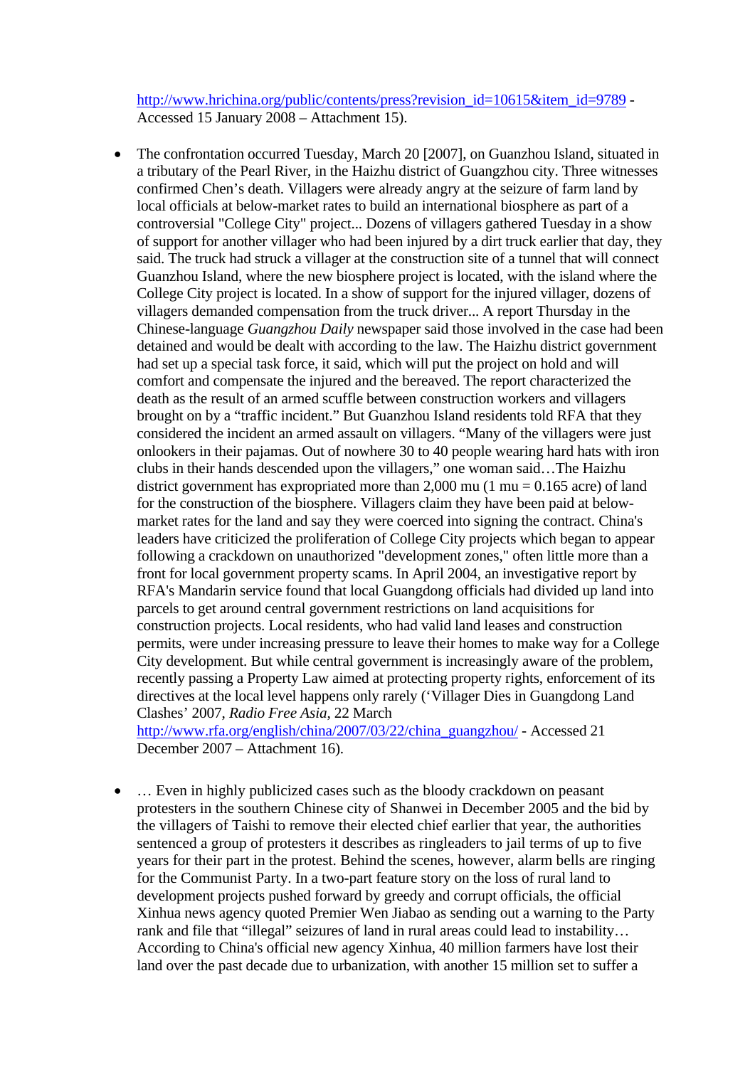http://www.hrichina.org/public/contents/press?revision_id=10615&item_id=9789 - Accessed 15 January 2008 – Attachment 15).

- The confrontation occurred Tuesday, March 20 [2007], on Guanzhou Island, situated in a tributary of the Pearl River, in the Haizhu district of Guangzhou city. Three witnesses confirmed Chen's death. Villagers were already angry at the seizure of farm land by local officials at below-market rates to build an international biosphere as part of a controversial "College City" project... Dozens of villagers gathered Tuesday in a show of support for another villager who had been injured by a dirt truck earlier that day, they said. The truck had struck a villager at the construction site of a tunnel that will connect Guanzhou Island, where the new biosphere project is located, with the island where the College City project is located. In a show of support for the injured villager, dozens of villagers demanded compensation from the truck driver... A report Thursday in the Chinese-language *Guangzhou Daily* newspaper said those involved in the case had been detained and would be dealt with according to the law. The Haizhu district government had set up a special task force, it said, which will put the project on hold and will comfort and compensate the injured and the bereaved. The report characterized the death as the result of an armed scuffle between construction workers and villagers brought on by a "traffic incident." But Guanzhou Island residents told RFA that they considered the incident an armed assault on villagers. "Many of the villagers were just onlookers in their pajamas. Out of nowhere 30 to 40 people wearing hard hats with iron clubs in their hands descended upon the villagers," one woman said…The Haizhu district government has expropriated more than 2,000 mu (1 mu = 0.165 acre) of land for the construction of the biosphere. Villagers claim they have been paid at below-market rates for the land and say they were coerced into signing the contract. China's leaders have criticized the proliferation of College City projects which began to appear following a crackdown on unauthorized "development zones," often little more than a front for local government property scams. In April 2004, an investigative report by RFA's Mandarin service found that local Guangdong officials had divided up land into parcels to get around central government restrictions on land acquisitions for construction projects. Local residents, who had valid land leases and construction permits, were under increasing pressure to leave their homes to make way for a College City development. But while central government is increasingly aware of the problem, recently passing a Property Law aimed at protecting property rights, enforcement of its directives at the local level happens only rarely ('Villager Dies in Guangdong Land Clashes' 2007, *Radio Free Asia*, 22 March http://www.rfa.org/english/china/2007/03/22/china_guangzhou/ - Accessed 21 December 2007 – Attachment 16).

- … Even in highly publicized cases such as the bloody crackdown on peasant protesters in the southern Chinese city of Shanwei in December 2005 and the bid by the villagers of Taishi to remove their elected chief earlier that year, the authorities sentenced a group of protesters it describes as ringleaders to jail terms of up to five years for their part in the protest. Behind the scenes, however, alarm bells are ringing for the Communist Party. In a two-part feature story on the loss of rural land to development projects pushed forward by greedy and corrupt officials, the official Xinhua news agency quoted Premier Wen Jiabao as sending out a warning to the Party rank and file that "illegal" seizures of land in rural areas could lead to instability… According to China's official new agency Xinhua, 40 million farmers have lost their land over the past decade due to urbanization, with another 15 million set to suffer a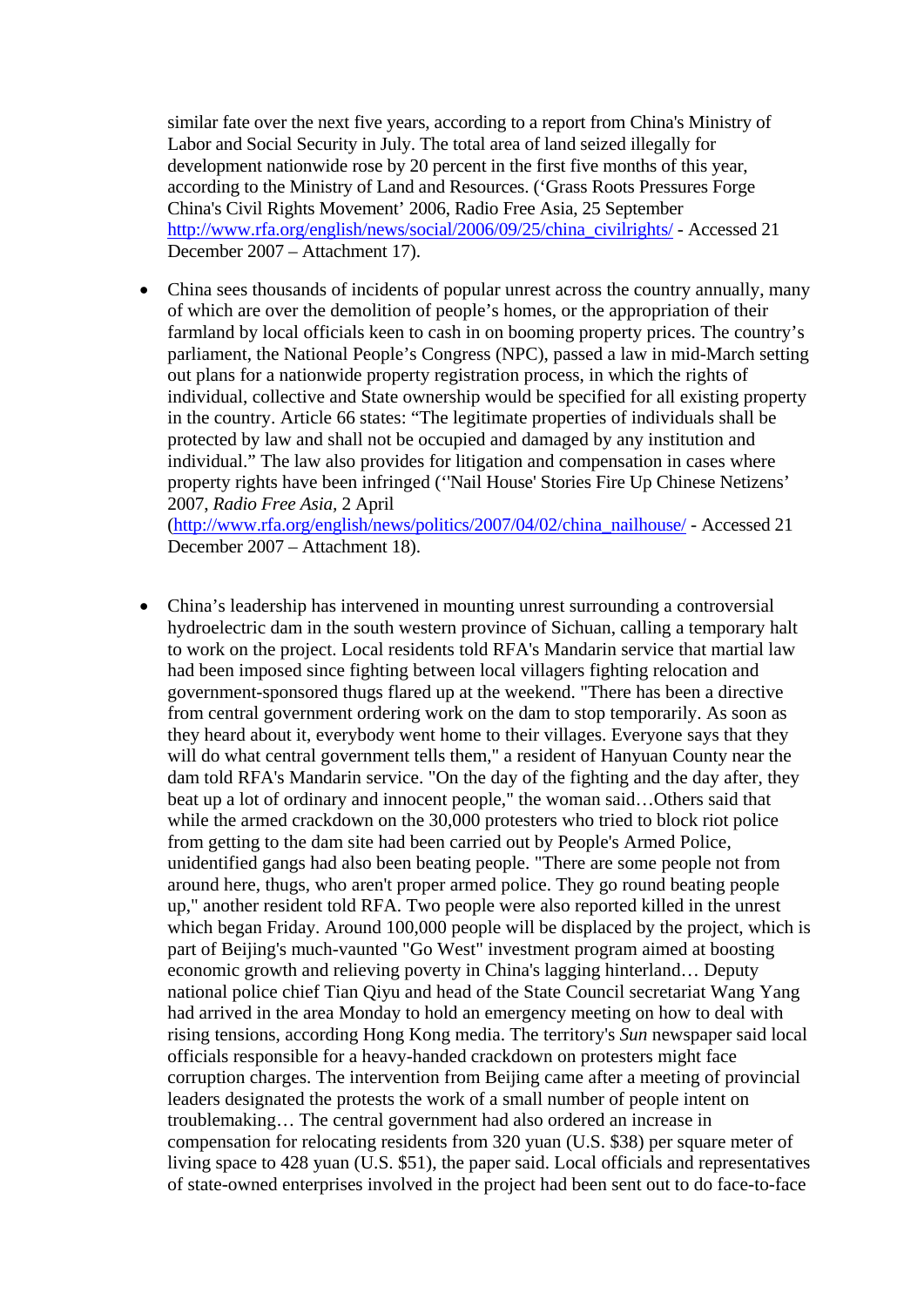similar fate over the next five years, according to a report from China's Ministry of Labor and Social Security in July. The total area of land seized illegally for development nationwide rose by 20 percent in the first five months of this year, according to the Ministry of Land and Resources. ('Grass Roots Pressures Forge China's Civil Rights Movement' 2006, Radio Free Asia, 25 September http://www.rfa.org/english/news/social/2006/09/25/china_civilrights/ - Accessed 21 December 2007 – Attachment 17).

- China sees thousands of incidents of popular unrest across the country annually, many of which are over the demolition of people's homes, or the appropriation of their farmland by local officials keen to cash in on booming property prices. The country's parliament, the National People's Congress (NPC), passed a law in mid-March setting out plans for a nationwide property registration process, in which the rights of individual, collective and State ownership would be specified for all existing property in the country. Article 66 states: "The legitimate properties of individuals shall be protected by law and shall not be occupied and damaged by any institution and individual." The law also provides for litigation and compensation in cases where property rights have been infringed ('Nail House' Stories Fire Up Chinese Netizens' 2007, *Radio Free Asia*, 2 April (http://www.rfa.org/english/news/politics/2007/04/02/china_nailhouse/ - Accessed 21 December 2007 – Attachment 18).

- China's leadership has intervened in mounting unrest surrounding a controversial hydroelectric dam in the south western province of Sichuan, calling a temporary halt to work on the project. Local residents told RFA's Mandarin service that martial law had been imposed since fighting between local villagers fighting relocation and government-sponsored thugs flared up at the weekend. "There has been a directive from central government ordering work on the dam to stop temporarily. As soon as they heard about it, everybody went home to their villages. Everyone says that they will do what central government tells them," a resident of Hanyuan County near the dam told RFA's Mandarin service. "On the day of the fighting and the day after, they beat up a lot of ordinary and innocent people," the woman said…Others said that while the armed crackdown on the 30,000 protesters who tried to block riot police from getting to the dam site had been carried out by People's Armed Police, unidentified gangs had also been beating people. "There are some people not from around here, thugs, who aren't proper armed police. They go round beating people up," another resident told RFA. Two people were also reported killed in the unrest which began Friday. Around 100,000 people will be displaced by the project, which is part of Beijing's much-vaunted "Go West" investment program aimed at boosting economic growth and relieving poverty in China's lagging hinterland… Deputy national police chief Tian Qiyu and head of the State Council secretariat Wang Yang had arrived in the area Monday to hold an emergency meeting on how to deal with rising tensions, according Hong Kong media. The territory's *Sun* newspaper said local officials responsible for a heavy-handed crackdown on protesters might face corruption charges. The intervention from Beijing came after a meeting of provincial leaders designated the protests the work of a small number of people intent on troublemaking… The central government had also ordered an increase in compensation for relocating residents from 320 yuan (U.S. $38) per square meter of living space to 428 yuan (U.S. $51), the paper said. Local officials and representatives of state-owned enterprises involved in the project had been sent out to do face-to-face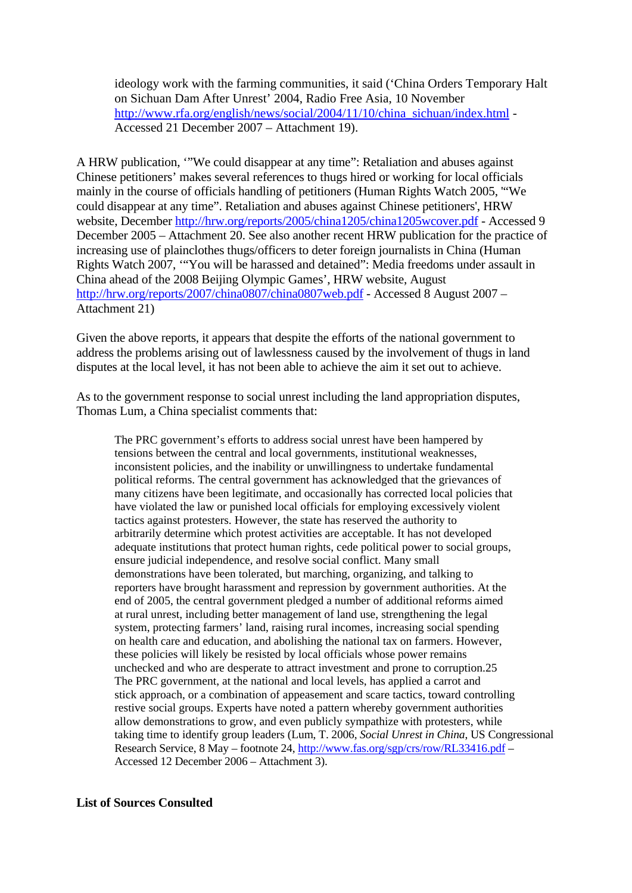> ideology work with the farming communities, it said ('China Orders Temporary Halt on Sichuan Dam After Unrest' 2004, Radio Free Asia, 10 November http://www.rfa.org/english/news/social/2004/11/10/china_sichuan/index.html - Accessed 21 December 2007 – Attachment 19).

A HRW publication, '"We could disappear at any time": Retaliation and abuses against Chinese petitioners' makes several references to thugs hired or working for local officials mainly in the course of officials handling of petitioners (Human Rights Watch 2005, '"We could disappear at any time". Retaliation and abuses against Chinese petitioners', HRW website, December http://hrw.org/reports/2005/china1205/china1205wcover.pdf - Accessed 9 December 2005 – Attachment 20. See also another recent HRW publication for the practice of increasing use of plainclothes thugs/officers to deter foreign journalists in China (Human Rights Watch 2007, '"You will be harassed and detained": Media freedoms under assault in China ahead of the 2008 Beijing Olympic Games', HRW website, August http://hrw.org/reports/2007/china0807/china0807web.pdf - Accessed 8 August 2007 – Attachment 21)

Given the above reports, it appears that despite the efforts of the national government to address the problems arising out of lawlessness caused by the involvement of thugs in land disputes at the local level, it has not been able to achieve the aim it set out to achieve.

As to the government response to social unrest including the land appropriation disputes, Thomas Lum, a China specialist comments that:

> The PRC government's efforts to address social unrest have been hampered by tensions between the central and local governments, institutional weaknesses, inconsistent policies, and the inability or unwillingness to undertake fundamental political reforms. The central government has acknowledged that the grievances of many citizens have been legitimate, and occasionally has corrected local policies that have violated the law or punished local officials for employing excessively violent tactics against protesters. However, the state has reserved the authority to arbitrarily determine which protest activities are acceptable. It has not developed adequate institutions that protect human rights, cede political power to social groups, ensure judicial independence, and resolve social conflict. Many small demonstrations have been tolerated, but marching, organizing, and talking to reporters have brought harassment and repression by government authorities. At the end of 2005, the central government pledged a number of additional reforms aimed at rural unrest, including better management of land use, strengthening the legal system, protecting farmers' land, raising rural incomes, increasing social spending on health care and education, and abolishing the national tax on farmers. However, these policies will likely be resisted by local officials whose power remains unchecked and who are desperate to attract investment and prone to corruption.25 The PRC government, at the national and local levels, has applied a carrot and stick approach, or a combination of appeasement and scare tactics, toward controlling restive social groups. Experts have noted a pattern whereby government authorities allow demonstrations to grow, and even publicly sympathize with protesters, while taking time to identify group leaders (Lum, T. 2006, *Social Unrest in China*, US Congressional Research Service, 8 May – footnote 24, http://www.fas.org/sgp/crs/row/RL33416.pdf – Accessed 12 December 2006 – Attachment 3).

**List of Sources Consulted**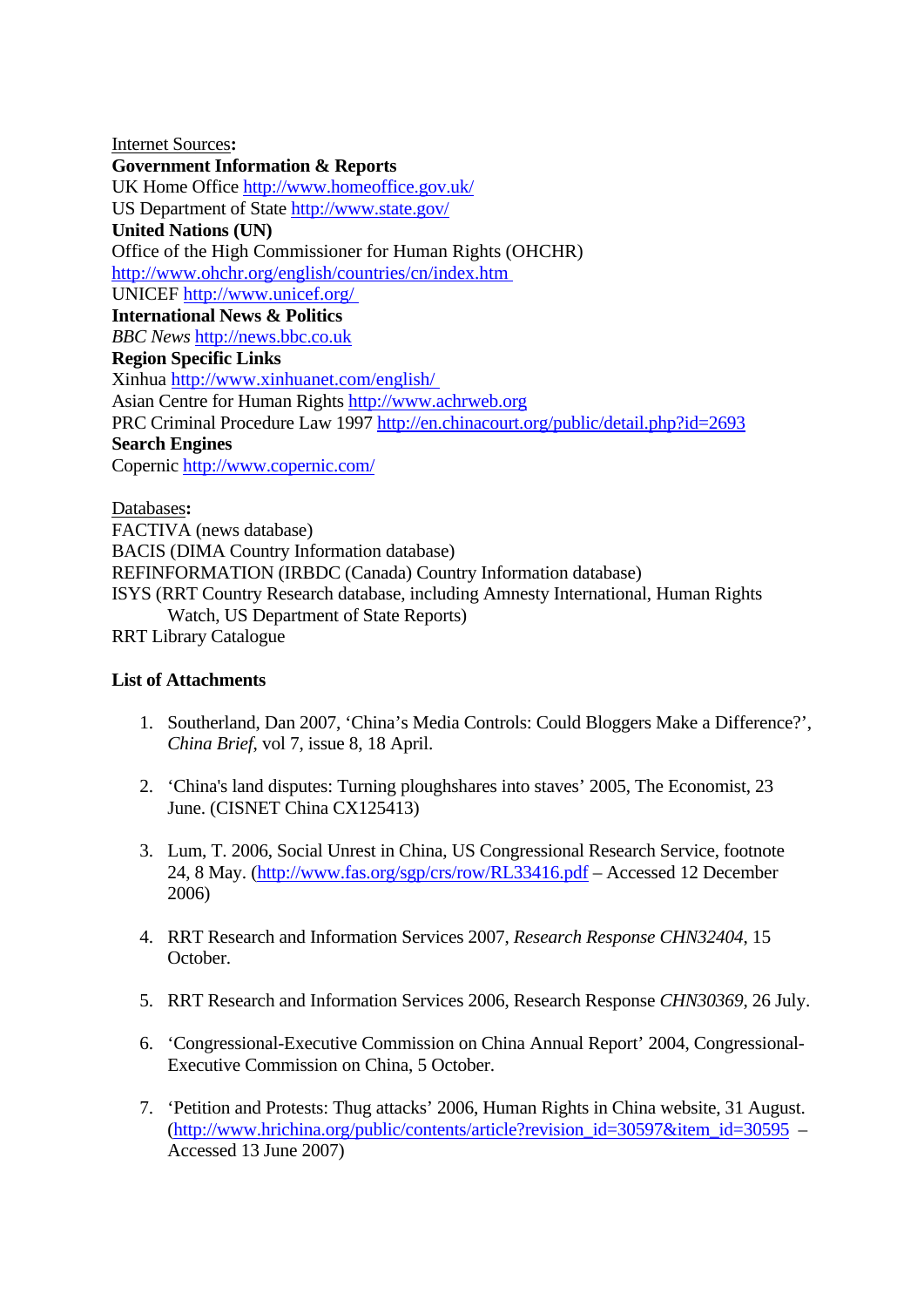Internet Sources:

**Government Information & Reports**
UK Home Office http://www.homeoffice.gov.uk/
US Department of State http://www.state.gov/

**United Nations (UN)**
Office of the High Commissioner for Human Rights (OHCHR)
http://www.ohchr.org/english/countries/cn/index.htm
UNICEF http://www.unicef.org/

**International News & Politics**
*BBC News* http://news.bbc.co.uk

**Region Specific Links**
Xinhua http://www.xinhuanet.com/english/
Asian Centre for Human Rights http://www.achrweb.org
PRC Criminal Procedure Law 1997 http://en.chinacourt.org/public/detail.php?id=2693

**Search Engines**
Copernic http://www.copernic.com/

Databases:

FACTIVA (news database)
BACIS (DIMA Country Information database)
REFINFORMATION (IRBDC (Canada) Country Information database)
ISYS (RRT Country Research database, including Amnesty International, Human Rights Watch, US Department of State Reports)
RRT Library Catalogue

**List of Attachments**

1. Southerland, Dan 2007, 'China's Media Controls: Could Bloggers Make a Difference?', *China Brief*, vol 7, issue 8, 18 April.

2. 'China's land disputes: Turning ploughshares into staves' 2005, The Economist, 23 June. (CISNET China CX125413)

3. Lum, T. 2006, Social Unrest in China, US Congressional Research Service, footnote 24, 8 May. (http://www.fas.org/sgp/crs/row/RL33416.pdf – Accessed 12 December 2006)

4. RRT Research and Information Services 2007, *Research Response CHN32404*, 15 October.

5. RRT Research and Information Services 2006, Research Response *CHN30369*, 26 July.

6. 'Congressional-Executive Commission on China Annual Report' 2004, Congressional-Executive Commission on China, 5 October.

7. 'Petition and Protests: Thug attacks' 2006, Human Rights in China website, 31 August. (http://www.hrichina.org/public/contents/article?revision_id=30597&item_id=30595 – Accessed 13 June 2007)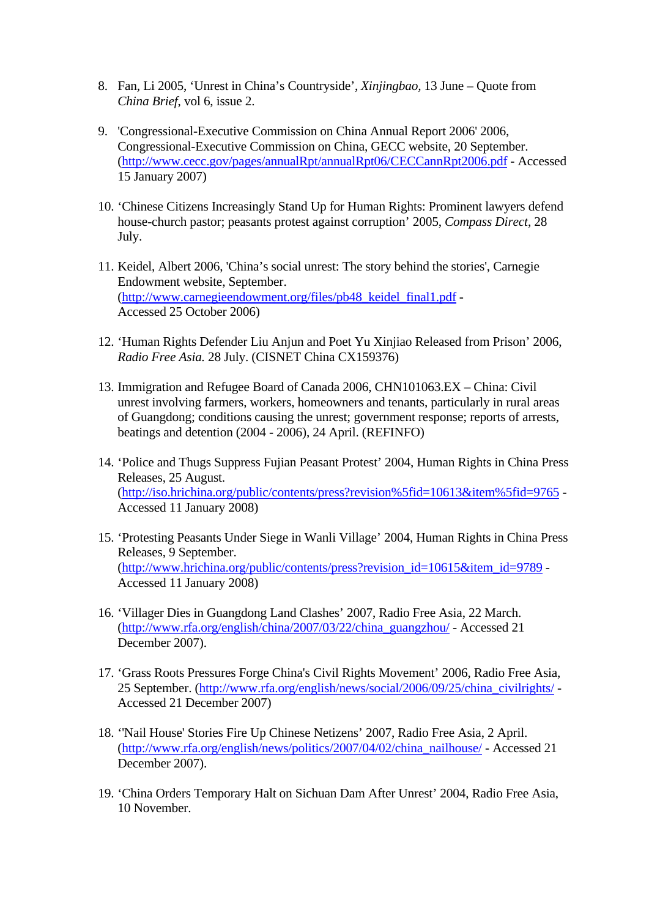8. Fan, Li 2005, 'Unrest in China's Countryside', *Xinjingbao*, 13 June – Quote from *China Brief*, vol 6, issue 2.

9. 'Congressional-Executive Commission on China Annual Report 2006' 2006, Congressional-Executive Commission on China, GECC website, 20 September. (http://www.cecc.gov/pages/annualRpt/annualRpt06/CECCannRpt2006.pdf - Accessed 15 January 2007)

10. 'Chinese Citizens Increasingly Stand Up for Human Rights: Prominent lawyers defend house-church pastor; peasants protest against corruption' 2005, *Compass Direct*, 28 July.

11. Keidel, Albert 2006, 'China's social unrest: The story behind the stories', Carnegie Endowment website, September. (http://www.carnegieendowment.org/files/pb48_keidel_final1.pdf - Accessed 25 October 2006)

12. 'Human Rights Defender Liu Anjun and Poet Yu Xinjiao Released from Prison' 2006, *Radio Free Asia.* 28 July. (CISNET China CX159376)

13. Immigration and Refugee Board of Canada 2006, CHN101063.EX – China: Civil unrest involving farmers, workers, homeowners and tenants, particularly in rural areas of Guangdong; conditions causing the unrest; government response; reports of arrests, beatings and detention (2004 - 2006), 24 April. (REFINFO)

14. 'Police and Thugs Suppress Fujian Peasant Protest' 2004, Human Rights in China Press Releases, 25 August. (http://iso.hrichina.org/public/contents/press?revision%5fid=10613&item%5fid=9765 - Accessed 11 January 2008)

15. 'Protesting Peasants Under Siege in Wanli Village' 2004, Human Rights in China Press Releases, 9 September. (http://www.hrichina.org/public/contents/press?revision_id=10615&item_id=9789 - Accessed 11 January 2008)

16. 'Villager Dies in Guangdong Land Clashes' 2007, Radio Free Asia, 22 March. (http://www.rfa.org/english/china/2007/03/22/china_guangzhou/ - Accessed 21 December 2007).

17. 'Grass Roots Pressures Forge China's Civil Rights Movement' 2006, Radio Free Asia, 25 September. (http://www.rfa.org/english/news/social/2006/09/25/china_civilrights/ - Accessed 21 December 2007)

18. ''Nail House' Stories Fire Up Chinese Netizens' 2007, Radio Free Asia, 2 April. (http://www.rfa.org/english/news/politics/2007/04/02/china_nailhouse/ - Accessed 21 December 2007).

19. 'China Orders Temporary Halt on Sichuan Dam After Unrest' 2004, Radio Free Asia, 10 November.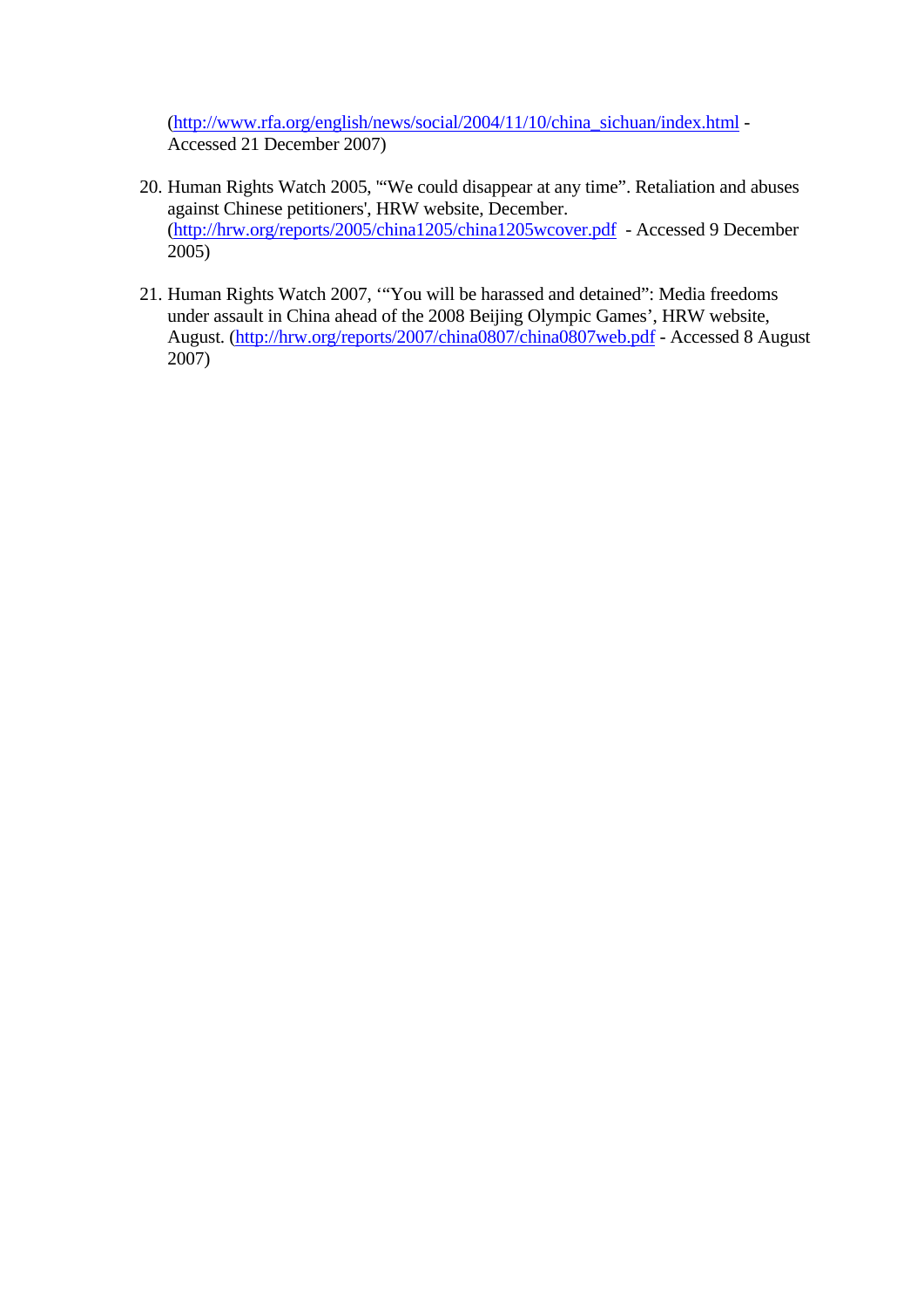(http://www.rfa.org/english/news/social/2004/11/10/china_sichuan/index.html - Accessed 21 December 2007)

20. Human Rights Watch 2005, '"We could disappear at any time". Retaliation and abuses against Chinese petitioners', HRW website, December. (http://hrw.org/reports/2005/china1205/china1205wcover.pdf - Accessed 9 December 2005)

21. Human Rights Watch 2007, '"You will be harassed and detained": Media freedoms under assault in China ahead of the 2008 Beijing Olympic Games', HRW website, August. (http://hrw.org/reports/2007/china0807/china0807web.pdf - Accessed 8 August 2007)